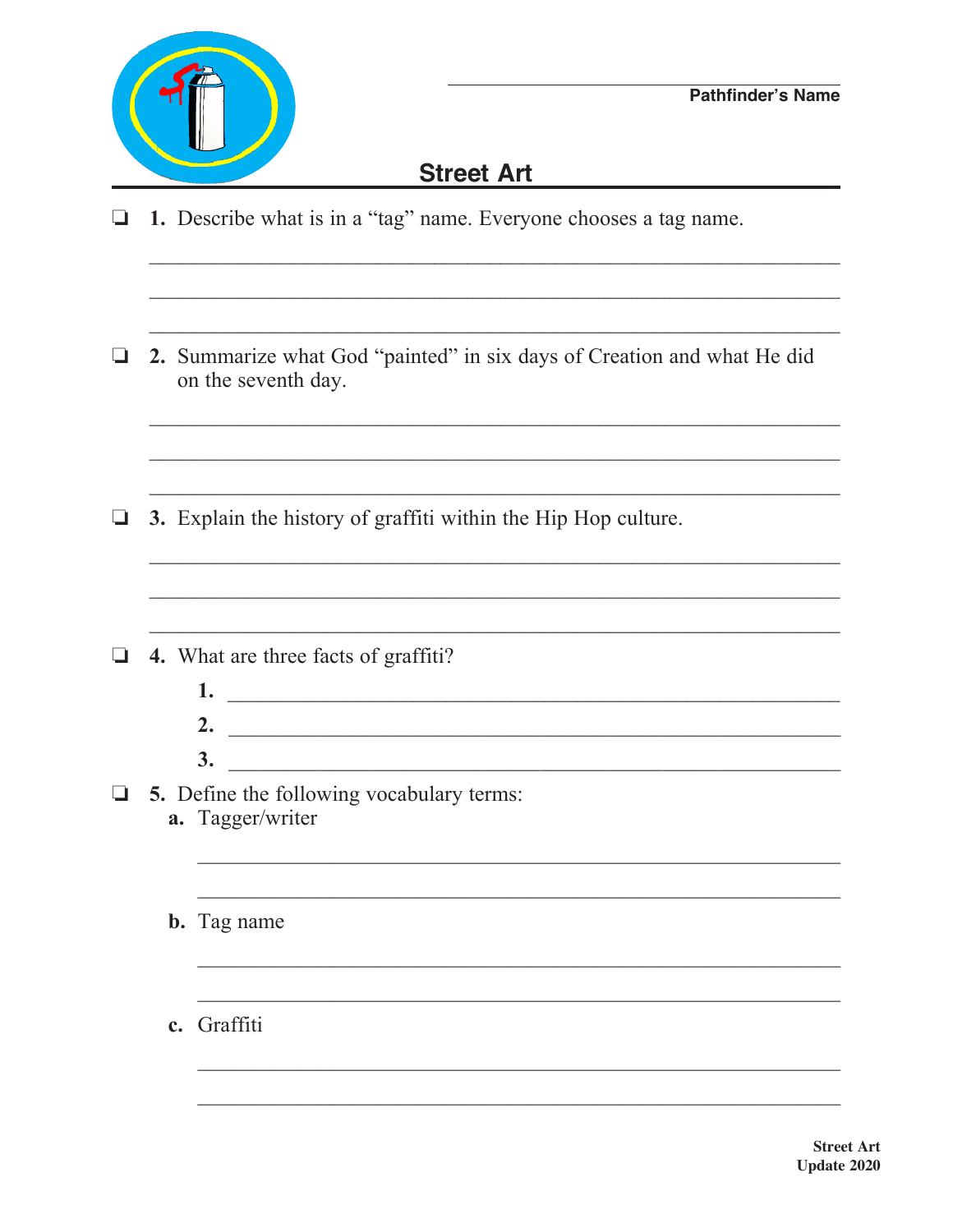Pathfinder's Name

# Street Art

❏ **1.** Describe what is in a "tag" name. Everyone chooses a tag name.

❏ **2.** Summarize what God "painted" in six days of Creation and what He did on the seventh day.

❏ **3.** Explain the history of graffiti within the Hip Hop culture.

❏ **4.** What are three facts of graffiti?

**1.**

**2.**

**3.**

❏ **5.** Define the following vocabulary terms:

**a.** Tagger/writer

**b.** Tag name

**c.** Graffiti

Street Art
Update 2020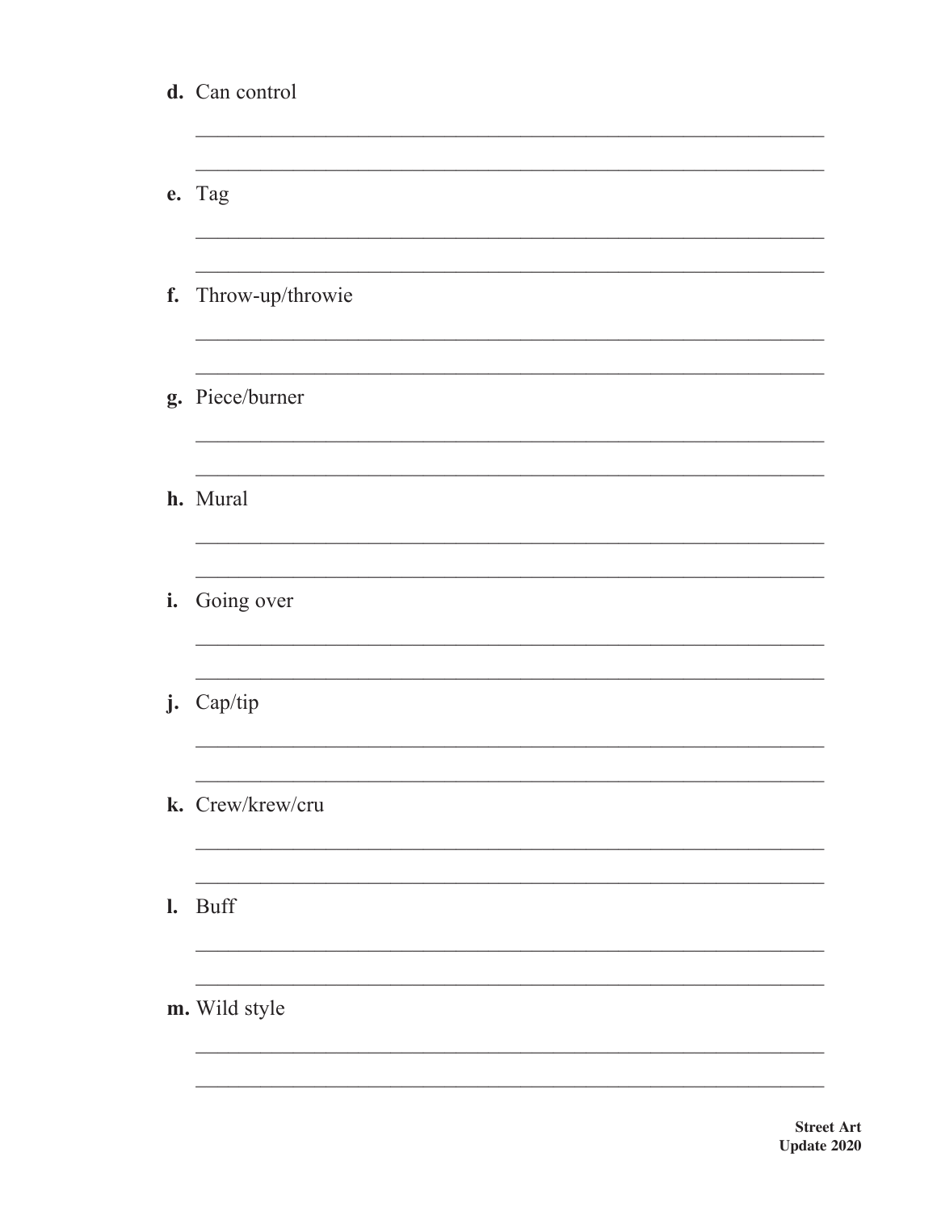**d.** Can control

______________________________________________________________

______________________________________________________________

**e.** Tag

______________________________________________________________

______________________________________________________________

**f.** Throw-up/throwie

______________________________________________________________

______________________________________________________________

**g.** Piece/burner

______________________________________________________________

______________________________________________________________

**h.** Mural

______________________________________________________________

______________________________________________________________

**i.** Going over

______________________________________________________________

______________________________________________________________

**j.** Cap/tip

______________________________________________________________

______________________________________________________________

**k.** Crew/krew/cru

______________________________________________________________

______________________________________________________________

**l.** Buff

______________________________________________________________

______________________________________________________________

**m.** Wild style

______________________________________________________________

______________________________________________________________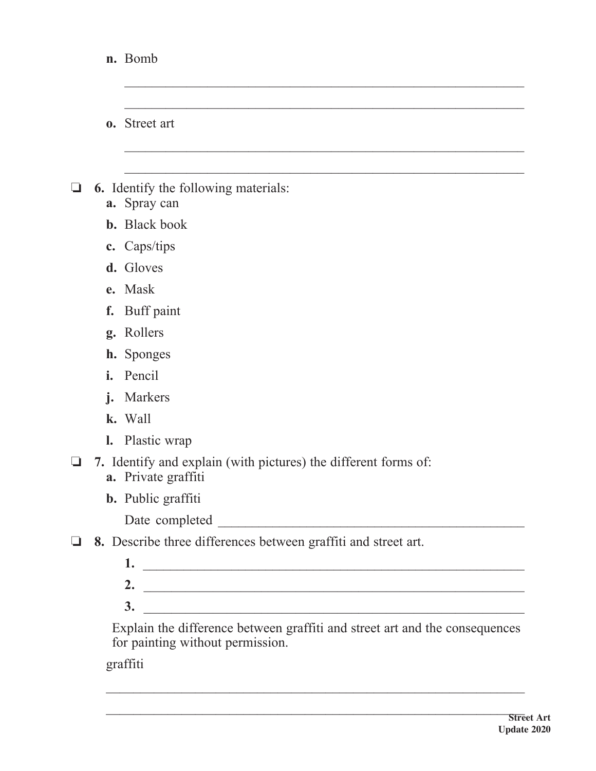n. Bomb

_______________________________________________________________

_______________________________________________________________

o. Street art

_______________________________________________________________

_______________________________________________________________

❏ **6.** Identify the following materials:

- **a.** Spray can
- **b.** Black book
- **c.** Caps/tips
- **d.** Gloves
- **e.** Mask
- **f.** Buff paint
- **g.** Rollers
- **h.** Sponges
- **i.** Pencil
- **j.** Markers
- **k.** Wall
- **l.** Plastic wrap

❏ **7.** Identify and explain (with pictures) the different forms of:

- **a.** Private graffiti
- **b.** Public graffiti

Date completed _______________________________________________

❏ **8.** Describe three differences between graffiti and street art.

**1.** _______________________________________________________________

**2.** _______________________________________________________________

**3.** _______________________________________________________________

Explain the difference between graffiti and street art and the consequences for painting without permission.

graffiti

_______________________________________________________________

_______________________________________________________________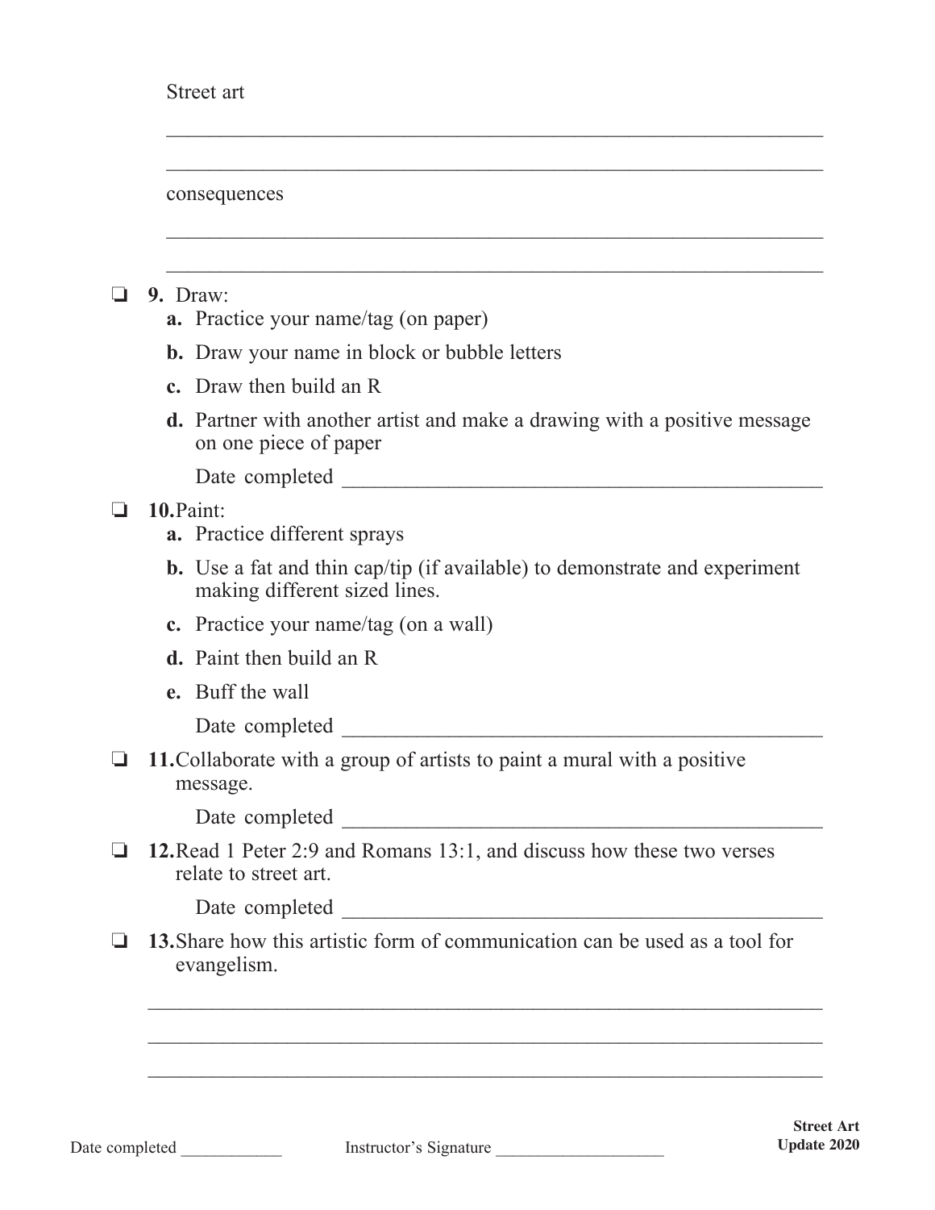Street art

_______________________________________________________________

_______________________________________________________________

consequences

_______________________________________________________________

_______________________________________________________________

❏ **9.** Draw:

   **a.** Practice your name/tag (on paper)

   **b.** Draw your name in block or bubble letters

   **c.** Draw then build an R

   **d.** Partner with another artist and make a drawing with a positive message on one piece of paper

   Date completed ____________________________________________

❏ **10.** Paint:

   **a.** Practice different sprays

   **b.** Use a fat and thin cap/tip (if available) to demonstrate and experiment making different sized lines.

   **c.** Practice your name/tag (on a wall)

   **d.** Paint then build an R

   **e.** Buff the wall

   Date completed ____________________________________________

❏ **11.** Collaborate with a group of artists to paint a mural with a positive message.

   Date completed ____________________________________________

❏ **12.** Read 1 Peter 2:9 and Romans 13:1, and discuss how these two verses relate to street art.

   Date completed ____________________________________________

❏ **13.** Share how this artistic form of communication can be used as a tool for evangelism.

_______________________________________________________________

_______________________________________________________________

_______________________________________________________________

Date completed ____________ Instructor's Signature ____________________

**Street Art**
**Update 2020**